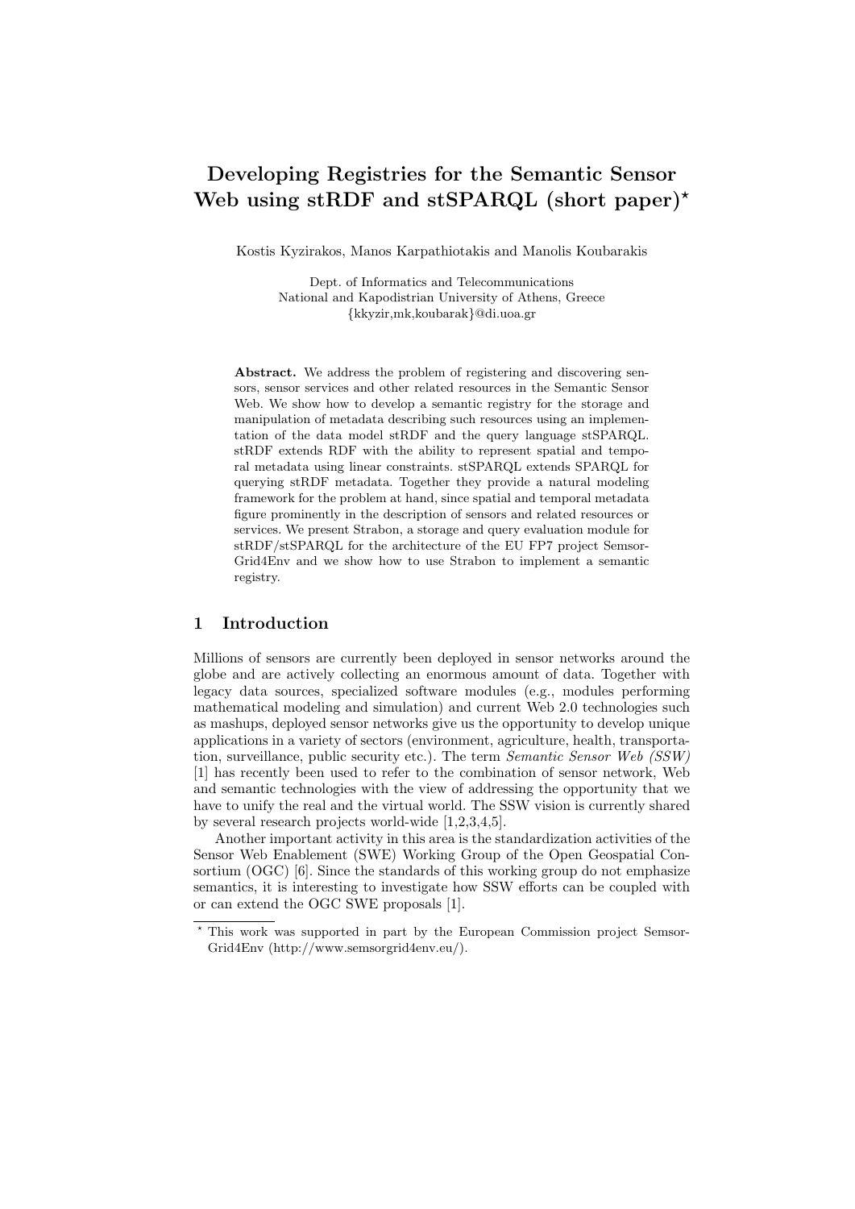# Developing Registries for the Semantic Sensor Web using stRDF and stSPARQL (short paper)*

Kostis Kyzirakos, Manos Karpathiotakis and Manolis Koubarakis

Dept. of Informatics and Telecommunications
National and Kapodistrian University of Athens, Greece
{kkyzir,mk,koubarak}@di.uoa.gr

**Abstract.** We address the problem of registering and discovering sensors, sensor services and other related resources in the Semantic Sensor Web. We show how to develop a semantic registry for the storage and manipulation of metadata describing such resources using an implementation of the data model stRDF and the query language stSPARQL. stRDF extends RDF with the ability to represent spatial and temporal metadata using linear constraints. stSPARQL extends SPARQL for querying stRDF metadata. Together they provide a natural modeling framework for the problem at hand, since spatial and temporal metadata figure prominently in the description of sensors and related resources or services. We present Strabon, a storage and query evaluation module for stRDF/stSPARQL for the architecture of the EU FP7 project SemsorGrid4Env and we show how to use Strabon to implement a semantic registry.

## 1 Introduction

Millions of sensors are currently been deployed in sensor networks around the globe and are actively collecting an enormous amount of data. Together with legacy data sources, specialized software modules (e.g., modules performing mathematical modeling and simulation) and current Web 2.0 technologies such as mashups, deployed sensor networks give us the opportunity to develop unique applications in a variety of sectors (environment, agriculture, health, transportation, surveillance, public security etc.). The term *Semantic Sensor Web (SSW)* [1] has recently been used to refer to the combination of sensor network, Web and semantic technologies with the view of addressing the opportunity that we have to unify the real and the virtual world. The SSW vision is currently shared by several research projects world-wide [1,2,3,4,5].

Another important activity in this area is the standardization activities of the Sensor Web Enablement (SWE) Working Group of the Open Geospatial Consortium (OGC) [6]. Since the standards of this working group do not emphasize semantics, it is interesting to investigate how SSW efforts can be coupled with or can extend the OGC SWE proposals [1].

* This work was supported in part by the European Commission project SemsorGrid4Env (http://www.semsorgrid4env.eu/).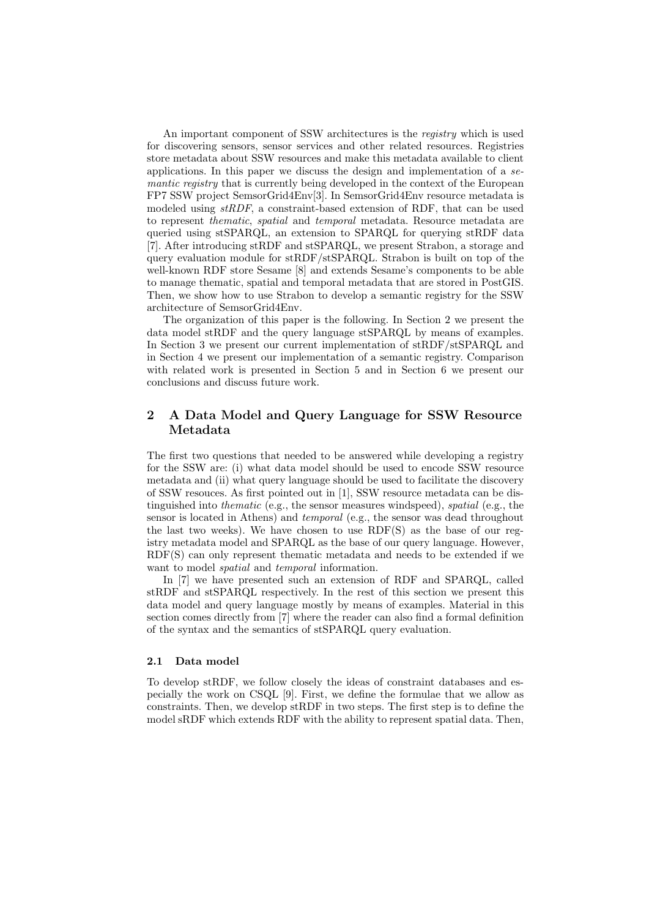An important component of SSW architectures is the *registry* which is used for discovering sensors, sensor services and other related resources. Registries store metadata about SSW resources and make this metadata available to client applications. In this paper we discuss the design and implementation of a *semantic registry* that is currently being developed in the context of the European FP7 SSW project SemsorGrid4Env[3]. In SemsorGrid4Env resource metadata is modeled using *stRDF*, a constraint-based extension of RDF, that can be used to represent *thematic*, *spatial* and *temporal* metadata. Resource metadata are queried using stSPARQL, an extension to SPARQL for querying stRDF data [7]. After introducing stRDF and stSPARQL, we present Strabon, a storage and query evaluation module for stRDF/stSPARQL. Strabon is built on top of the well-known RDF store Sesame [8] and extends Sesame's components to be able to manage thematic, spatial and temporal metadata that are stored in PostGIS. Then, we show how to use Strabon to develop a semantic registry for the SSW architecture of SemsorGrid4Env.

The organization of this paper is the following. In Section 2 we present the data model stRDF and the query language stSPARQL by means of examples. In Section 3 we present our current implementation of stRDF/stSPARQL and in Section 4 we present our implementation of a semantic registry. Comparison with related work is presented in Section 5 and in Section 6 we present our conclusions and discuss future work.

## 2 A Data Model and Query Language for SSW Resource Metadata

The first two questions that needed to be answered while developing a registry for the SSW are: (i) what data model should be used to encode SSW resource metadata and (ii) what query language should be used to facilitate the discovery of SSW resouces. As first pointed out in [1], SSW resource metadata can be distinguished into *thematic* (e.g., the sensor measures windspeed), *spatial* (e.g., the sensor is located in Athens) and *temporal* (e.g., the sensor was dead throughout the last two weeks). We have chosen to use RDF(S) as the base of our registry metadata model and SPARQL as the base of our query language. However, RDF(S) can only represent thematic metadata and needs to be extended if we want to model *spatial* and *temporal* information.

In [7] we have presented such an extension of RDF and SPARQL, called stRDF and stSPARQL respectively. In the rest of this section we present this data model and query language mostly by means of examples. Material in this section comes directly from [7] where the reader can also find a formal definition of the syntax and the semantics of stSPARQL query evaluation.

### 2.1 Data model

To develop stRDF, we follow closely the ideas of constraint databases and especially the work on CSQL [9]. First, we define the formulae that we allow as constraints. Then, we develop stRDF in two steps. The first step is to define the model sRDF which extends RDF with the ability to represent spatial data. Then,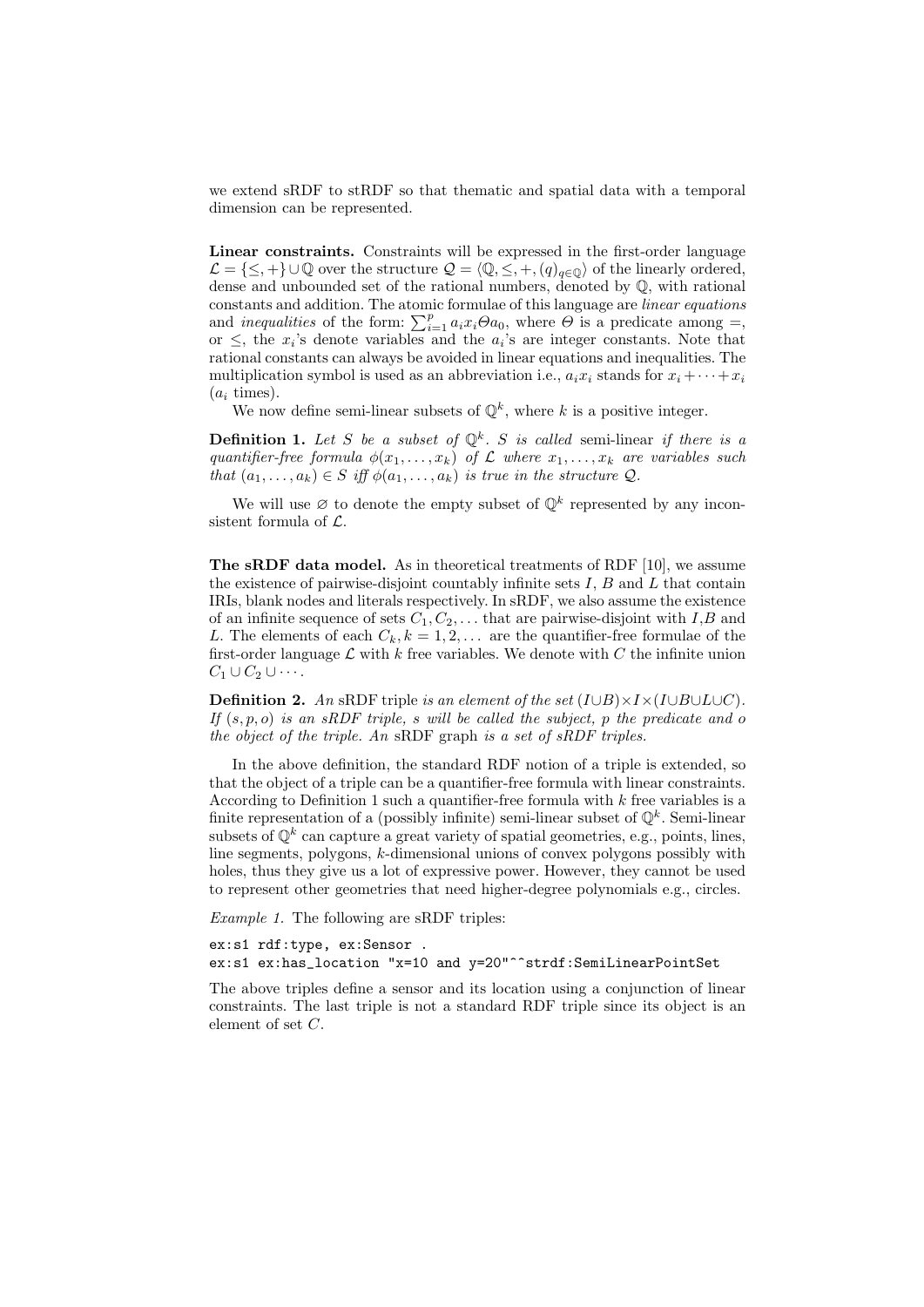we extend sRDF to stRDF so that thematic and spatial data with a temporal dimension can be represented.

**Linear constraints.** Constraints will be expressed in the first-order language $\mathcal{L} = \{\leq, +\} \cup \mathbb{Q}$ over the structure $\mathcal{Q} = \langle \mathbb{Q}, \leq, +, (q)_{q \in \mathbb{Q}} \rangle$ of the linearly ordered, dense and unbounded set of the rational numbers, denoted by $\mathbb{Q}$, with rational constants and addition. The atomic formulae of this language are *linear equations* and *inequalities* of the form: $\sum_{i=1}^{p} a_i x_i \Theta a_0$, where $\Theta$ is a predicate among $=$, or $\leq$, the $x_i$'s denote variables and the $a_i$'s are integer constants. Note that rational constants can always be avoided in linear equations and inequalities. The multiplication symbol is used as an abbreviation i.e., $a_i x_i$ stands for $x_i + \cdots + x_i$ ($a_i$ times).

We now define semi-linear subsets of $\mathbb{Q}^k$, where $k$ is a positive integer.

**Definition 1.** *Let $S$ be a subset of $\mathbb{Q}^k$. $S$ is called* semi-linear *if there is a quantifier-free formula $\phi(x_1, \ldots, x_k)$ of $\mathcal{L}$ where $x_1, \ldots, x_k$ are variables such that $(a_1, \ldots, a_k) \in S$ iff $\phi(a_1, \ldots, a_k)$ is true in the structure $\mathcal{Q}$.*

We will use $\varnothing$ to denote the empty subset of $\mathbb{Q}^k$ represented by any inconsistent formula of $\mathcal{L}$.

**The sRDF data model.** As in theoretical treatments of RDF [10], we assume the existence of pairwise-disjoint countably infinite sets $I$, $B$ and $L$ that contain IRIs, blank nodes and literals respectively. In sRDF, we also assume the existence of an infinite sequence of sets $C_1, C_2, \ldots$ that are pairwise-disjoint with $I$,$B$ and $L$. The elements of each $C_k, k = 1, 2, \ldots$ are the quantifier-free formulae of the first-order language $\mathcal{L}$ with $k$ free variables. We denote with $C$ the infinite union $C_1 \cup C_2 \cup \cdots$.

**Definition 2.** *An* sRDF triple *is an element of the set $(I \cup B) \times I \times (I \cup B \cup L \cup C)$. If $(s, p, o)$ is an sRDF triple, $s$ will be called the subject, $p$ the predicate and $o$ the object of the triple. An* sRDF graph *is a set of sRDF triples.*

In the above definition, the standard RDF notion of a triple is extended, so that the object of a triple can be a quantifier-free formula with linear constraints. According to Definition 1 such a quantifier-free formula with $k$ free variables is a finite representation of a (possibly infinite) semi-linear subset of $\mathbb{Q}^k$. Semi-linear subsets of $\mathbb{Q}^k$ can capture a great variety of spatial geometries, e.g., points, lines, line segments, polygons, $k$-dimensional unions of convex polygons possibly with holes, thus they give us a lot of expressive power. However, they cannot be used to represent other geometries that need higher-degree polynomials e.g., circles.

*Example 1.* The following are sRDF triples:

```
ex:s1 rdf:type, ex:Sensor .
ex:s1 ex:has_location "x=10 and y=20"^^strdf:SemiLinearPointSet
```

The above triples define a sensor and its location using a conjunction of linear constraints. The last triple is not a standard RDF triple since its object is an element of set $C$.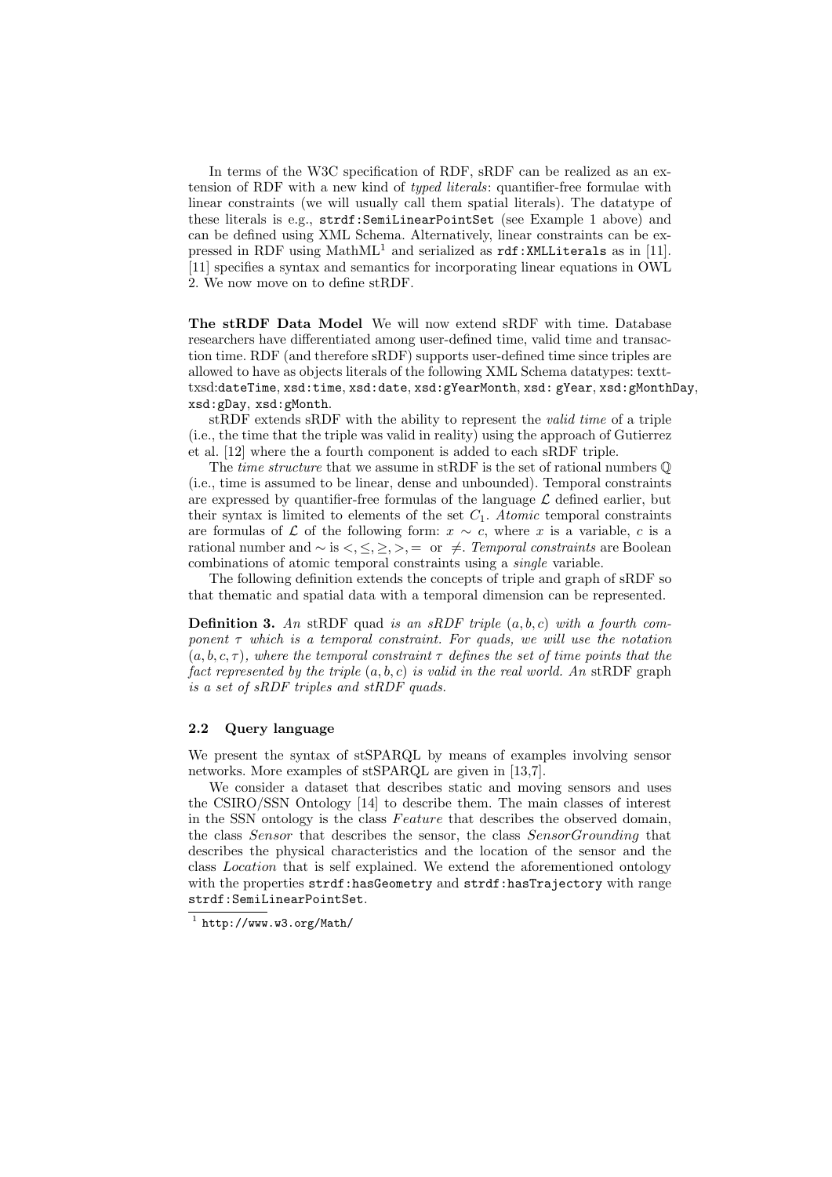In terms of the W3C specification of RDF, sRDF can be realized as an extension of RDF with a new kind of *typed literals*: quantifier-free formulae with linear constraints (we will usually call them spatial literals). The datatype of these literals is e.g., `strdf:SemiLinearPointSet` (see Example 1 above) and can be defined using XML Schema. Alternatively, linear constraints can be expressed in RDF using MathML[1] and serialized as `rdf:XMLLiterals` as in [11]. [11] specifies a syntax and semantics for incorporating linear equations in OWL 2. We now move on to define stRDF.

**The stRDF Data Model** We will now extend sRDF with time. Database researchers have differentiated among user-defined time, valid time and transaction time. RDF (and therefore sRDF) supports user-defined time since triples are allowed to have as objects literals of the following XML Schema datatypes: texttt-txsd:`dateTime`, `xsd:time`, `xsd:date`, `xsd:gYearMonth`, `xsd: gYear`, `xsd:gMonthDay`, `xsd:gDay`, `xsd:gMonth`.

stRDF extends sRDF with the ability to represent the *valid time* of a triple (i.e., the time that the triple was valid in reality) using the approach of Gutierrez et al. [12] where the a fourth component is added to each sRDF triple.

The *time structure* that we assume in stRDF is the set of rational numbers $\mathbb{Q}$ (i.e., time is assumed to be linear, dense and unbounded). Temporal constraints are expressed by quantifier-free formulas of the language $\mathcal{L}$ defined earlier, but their syntax is limited to elements of the set $C_1$. *Atomic* temporal constraints are formulas of $\mathcal{L}$ of the following form: $x \sim c$, where $x$ is a variable, $c$ is a rational number and $\sim$ is $<, \leq, \geq, >, =$ or $\neq$. *Temporal constraints* are Boolean combinations of atomic temporal constraints using a *single* variable.

The following definition extends the concepts of triple and graph of sRDF so that thematic and spatial data with a temporal dimension can be represented.

**Definition 3.** *An* stRDF quad *is an sRDF triple $(a, b, c)$ with a fourth component $\tau$ which is a temporal constraint. For quads, we will use the notation $(a, b, c, \tau)$, where the temporal constraint $\tau$ defines the set of time points that the fact represented by the triple $(a, b, c)$ is valid in the real world. An* stRDF graph *is a set of sRDF triples and stRDF quads.*

### 2.2 Query language

We present the syntax of stSPARQL by means of examples involving sensor networks. More examples of stSPARQL are given in [13,7].

We consider a dataset that describes static and moving sensors and uses the CSIRO/SSN Ontology [14] to describe them. The main classes of interest in the SSN ontology is the class *Feature* that describes the observed domain, the class *Sensor* that describes the sensor, the class *SensorGrounding* that describes the physical characteristics and the location of the sensor and the class *Location* that is self explained. We extend the aforementioned ontology with the properties `strdf:hasGeometry` and `strdf:hasTrajectory` with range `strdf:SemiLinearPointSet`.

[1] `http://www.w3.org/Math/`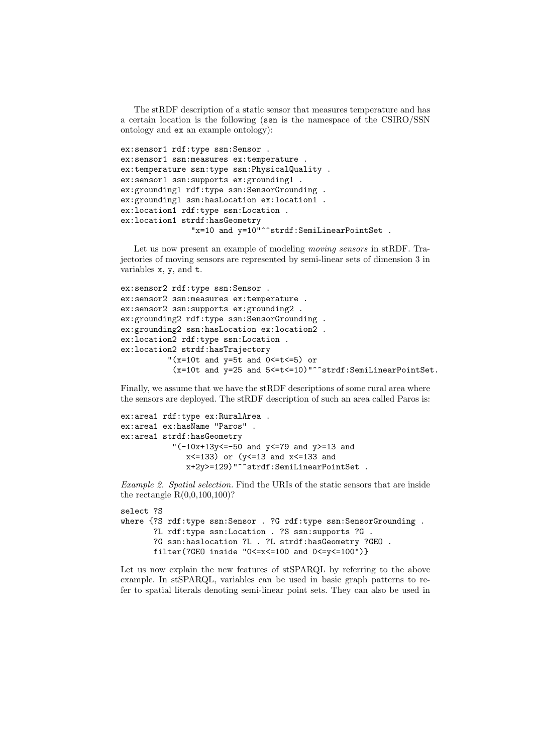The stRDF description of a static sensor that measures temperature and has a certain location is the following (`ssn` is the namespace of the CSIRO/SSN ontology and `ex` an example ontology):

```
ex:sensor1 rdf:type ssn:Sensor .
ex:sensor1 ssn:measures ex:temperature .
ex:temperature ssn:type ssn:PhysicalQuality .
ex:sensor1 ssn:supports ex:grounding1 .
ex:grounding1 rdf:type ssn:SensorGrounding .
ex:grounding1 ssn:hasLocation ex:location1 .
ex:location1 rdf:type ssn:Location .
ex:location1 strdf:hasGeometry
               "x=10 and y=10"^^strdf:SemiLinearPointSet .
```

Let us now present an example of modeling *moving sensors* in stRDF. Trajectories of moving sensors are represented by semi-linear sets of dimension 3 in variables `x`, `y`, and `t`.

```
ex:sensor2 rdf:type ssn:Sensor .
ex:sensor2 ssn:measures ex:temperature .
ex:sensor2 ssn:supports ex:grounding2 .
ex:grounding2 rdf:type ssn:SensorGrounding .
ex:grounding2 ssn:hasLocation ex:location2 .
ex:location2 rdf:type ssn:Location .
ex:location2 strdf:hasTrajectory
          "(x=10t and y=5t and 0<=t<=5) or
           (x=10t and y=25 and 5<=t<=10)"^^strdf:SemiLinearPointSet.
```

Finally, we assume that we have the stRDF descriptions of some rural area where the sensors are deployed. The stRDF description of such an area called Paros is:

```
ex:area1 rdf:type ex:RuralArea .
ex:area1 ex:hasName "Paros" .
ex:area1 strdf:hasGeometry
          "(-10x+13y<=-50 and y<=79 and y>=13 and
             x<=133) or (y<=13 and x<=133 and
             x+2y>=129)"^^strdf:SemiLinearPointSet .
```

*Example 2. Spatial selection.* Find the URIs of the static sensors that are inside the rectangle R(0,0,100,100)?

```
select ?S
where {?S rdf:type ssn:Sensor . ?G rdf:type ssn:SensorGrounding .
       ?L rdf:type ssn:Location . ?S ssn:supports ?G .
       ?G ssn:haslocation ?L . ?L strdf:hasGeometry ?GEO .
       filter(?GEO inside "0<=x<=100 and 0<=y<=100")}
```

Let us now explain the new features of stSPARQL by referring to the above example. In stSPARQL, variables can be used in basic graph patterns to refer to spatial literals denoting semi-linear point sets. They can also be used in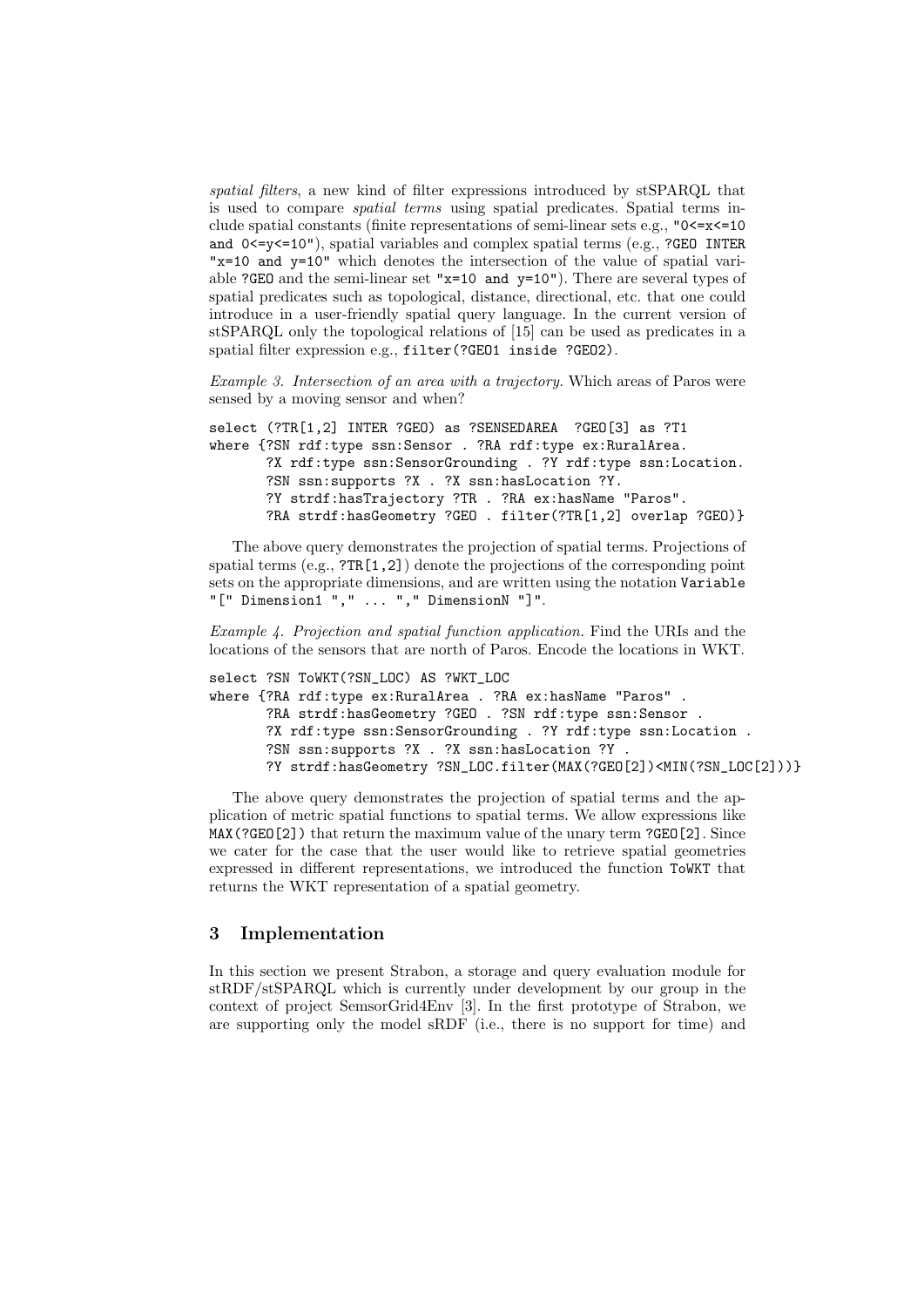*spatial filters*, a new kind of filter expressions introduced by stSPARQL that is used to compare *spatial terms* using spatial predicates. Spatial terms include spatial constants (finite representations of semi-linear sets e.g., `"0<=x<=10 and 0<=y<=10"`), spatial variables and complex spatial terms (e.g., `?GEO INTER "x=10 and y=10"` which denotes the intersection of the value of spatial variable `?GEO` and the semi-linear set `"x=10 and y=10"`). There are several types of spatial predicates such as topological, distance, directional, etc. that one could introduce in a user-friendly spatial query language. In the current version of stSPARQL only the topological relations of [15] can be used as predicates in a spatial filter expression e.g., `filter(?GEO1 inside ?GEO2)`.

*Example 3. Intersection of an area with a trajectory.* Which areas of Paros were sensed by a moving sensor and when?

```
select (?TR[1,2] INTER ?GEO) as ?SENSEDAREA  ?GEO[3] as ?T1
where {?SN rdf:type ssn:Sensor . ?RA rdf:type ex:RuralArea.
       ?X rdf:type ssn:SensorGrounding . ?Y rdf:type ssn:Location.
       ?SN ssn:supports ?X . ?X ssn:hasLocation ?Y.
       ?Y strdf:hasTrajectory ?TR . ?RA ex:hasName "Paros".
       ?RA strdf:hasGeometry ?GEO . filter(?TR[1,2] overlap ?GEO)}
```

The above query demonstrates the projection of spatial terms. Projections of spatial terms (e.g., `?TR[1,2]`) denote the projections of the corresponding point sets on the appropriate dimensions, and are written using the notation `Variable "[" Dimension1 "," ... "," DimensionN "]"`.

*Example 4. Projection and spatial function application.* Find the URIs and the locations of the sensors that are north of Paros. Encode the locations in WKT.

```
select ?SN ToWKT(?SN_LOC) AS ?WKT_LOC
where {?RA rdf:type ex:RuralArea . ?RA ex:hasName "Paros" .
       ?RA strdf:hasGeometry ?GEO . ?SN rdf:type ssn:Sensor .
       ?X rdf:type ssn:SensorGrounding . ?Y rdf:type ssn:Location .
       ?SN ssn:supports ?X . ?X ssn:hasLocation ?Y .
       ?Y strdf:hasGeometry ?SN_LOC.filter(MAX(?GEO[2])<MIN(?SN_LOC[2]))}
```

The above query demonstrates the projection of spatial terms and the application of metric spatial functions to spatial terms. We allow expressions like `MAX(?GEO[2])` that return the maximum value of the unary term `?GEO[2]`. Since we cater for the case that the user would like to retrieve spatial geometries expressed in different representations, we introduced the function `ToWKT` that returns the WKT representation of a spatial geometry.

## 3 Implementation

In this section we present Strabon, a storage and query evaluation module for stRDF/stSPARQL which is currently under development by our group in the context of project SemsorGrid4Env [3]. In the first prototype of Strabon, we are supporting only the model sRDF (i.e., there is no support for time) and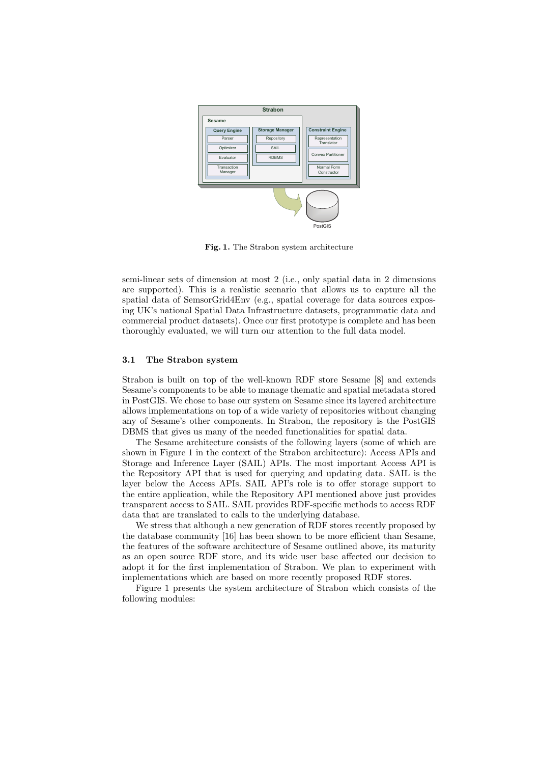**Fig. 1.** The Strabon system architecture

semi-linear sets of dimension at most 2 (i.e., only spatial data in 2 dimensions are supported). This is a realistic scenario that allows us to capture all the spatial data of SemsorGrid4Env (e.g., spatial coverage for data sources exposing UK's national Spatial Data Infrastructure datasets, programmatic data and commercial product datasets). Once our first prototype is complete and has been thoroughly evaluated, we will turn our attention to the full data model.

### 3.1 The Strabon system

Strabon is built on top of the well-known RDF store Sesame [8] and extends Sesame's components to be able to manage thematic and spatial metadata stored in PostGIS. We chose to base our system on Sesame since its layered architecture allows implementations on top of a wide variety of repositories without changing any of Sesame's other components. In Strabon, the repository is the PostGIS DBMS that gives us many of the needed functionalities for spatial data.

The Sesame architecture consists of the following layers (some of which are shown in Figure 1 in the context of the Strabon architecture): Access APIs and Storage and Inference Layer (SAIL) APIs. The most important Access API is the Repository API that is used for querying and updating data. SAIL is the layer below the Access APIs. SAIL API's role is to offer storage support to the entire application, while the Repository API mentioned above just provides transparent access to SAIL. SAIL provides RDF-specific methods to access RDF data that are translated to calls to the underlying database.

We stress that although a new generation of RDF stores recently proposed by the database community [16] has been shown to be more efficient than Sesame, the features of the software architecture of Sesame outlined above, its maturity as an open source RDF store, and its wide user base affected our decision to adopt it for the first implementation of Strabon. We plan to experiment with implementations which are based on more recently proposed RDF stores.

Figure 1 presents the system architecture of Strabon which consists of the following modules: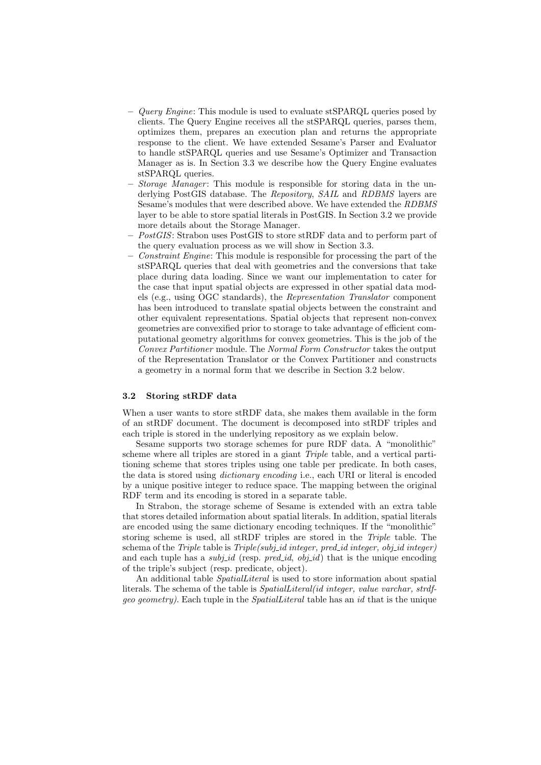- *Query Engine*: This module is used to evaluate stSPARQL queries posed by clients. The Query Engine receives all the stSPARQL queries, parses them, optimizes them, prepares an execution plan and returns the appropriate response to the client. We have extended Sesame's Parser and Evaluator to handle stSPARQL queries and use Sesame's Optimizer and Transaction Manager as is. In Section 3.3 we describe how the Query Engine evaluates stSPARQL queries.
- *Storage Manager*: This module is responsible for storing data in the underlying PostGIS database. The *Repository*, *SAIL* and *RDBMS* layers are Sesame's modules that were described above. We have extended the *RDBMS* layer to be able to store spatial literals in PostGIS. In Section 3.2 we provide more details about the Storage Manager.
- *PostGIS*: Strabon uses PostGIS to store stRDF data and to perform part of the query evaluation process as we will show in Section 3.3.
- *Constraint Engine*: This module is responsible for processing the part of the stSPARQL queries that deal with geometries and the conversions that take place during data loading. Since we want our implementation to cater for the case that input spatial objects are expressed in other spatial data models (e.g., using OGC standards), the *Representation Translator* component has been introduced to translate spatial objects between the constraint and other equivalent representations. Spatial objects that represent non-convex geometries are convexified prior to storage to take advantage of efficient computational geometry algorithms for convex geometries. This is the job of the *Convex Partitioner* module. The *Normal Form Constructor* takes the output of the Representation Translator or the Convex Partitioner and constructs a geometry in a normal form that we describe in Section 3.2 below.

### 3.2 Storing stRDF data

When a user wants to store stRDF data, she makes them available in the form of an stRDF document. The document is decomposed into stRDF triples and each triple is stored in the underlying repository as we explain below.

Sesame supports two storage schemes for pure RDF data. A "monolithic" scheme where all triples are stored in a giant *Triple* table, and a vertical partitioning scheme that stores triples using one table per predicate. In both cases, the data is stored using *dictionary encoding* i.e., each URI or literal is encoded by a unique positive integer to reduce space. The mapping between the original RDF term and its encoding is stored in a separate table.

In Strabon, the storage scheme of Sesame is extended with an extra table that stores detailed information about spatial literals. In addition, spatial literals are encoded using the same dictionary encoding techniques. If the "monolithic" storing scheme is used, all stRDF triples are stored in the *Triple* table. The schema of the *Triple* table is *Triple(subj_id integer, pred_id integer, obj_id integer)* and each tuple has a *subj_id* (resp. *pred_id*, *obj_id*) that is the unique encoding of the triple's subject (resp. predicate, object).

An additional table *SpatialLiteral* is used to store information about spatial literals. The schema of the table is *SpatialLiteral(id integer, value varchar, strdf-geo geometry)*. Each tuple in the *SpatialLiteral* table has an *id* that is the unique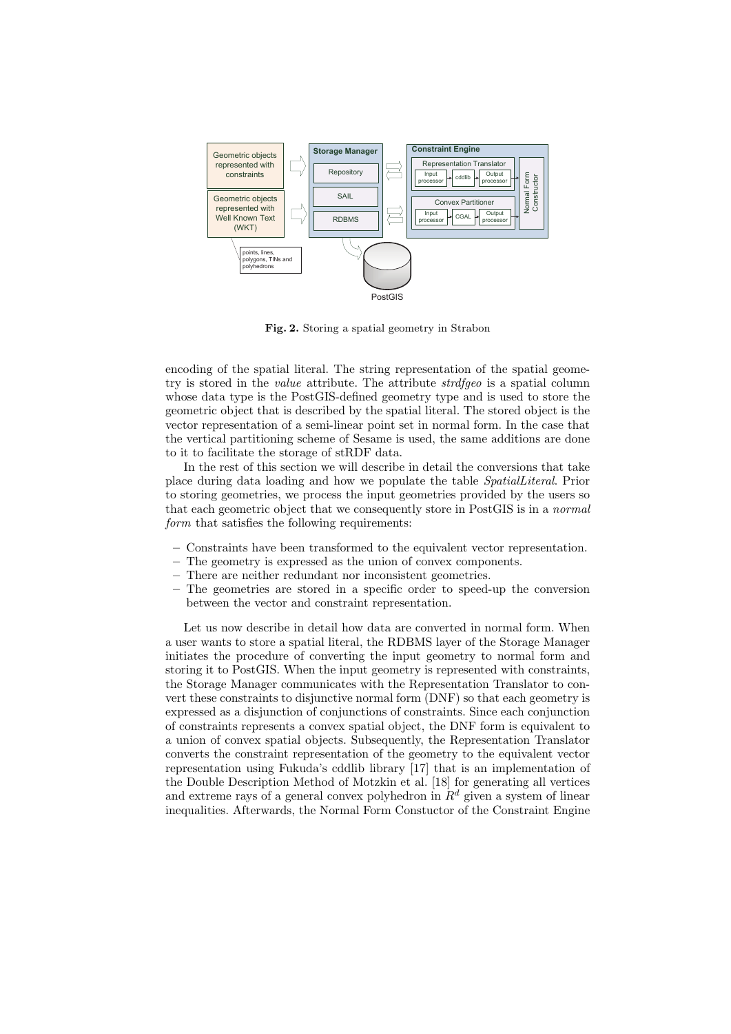**Fig. 2.** Storing a spatial geometry in Strabon

encoding of the spatial literal. The string representation of the spatial geometry is stored in the *value* attribute. The attribute *strdfgeo* is a spatial column whose data type is the PostGIS-defined geometry type and is used to store the geometric object that is described by the spatial literal. The stored object is the vector representation of a semi-linear point set in normal form. In the case that the vertical partitioning scheme of Sesame is used, the same additions are done to it to facilitate the storage of stRDF data.

In the rest of this section we will describe in detail the conversions that take place during data loading and how we populate the table *SpatialLiteral*. Prior to storing geometries, we process the input geometries provided by the users so that each geometric object that we consequently store in PostGIS is in a *normal form* that satisfies the following requirements:

- Constraints have been transformed to the equivalent vector representation.
- The geometry is expressed as the union of convex components.
- There are neither redundant nor inconsistent geometries.
- The geometries are stored in a specific order to speed-up the conversion between the vector and constraint representation.

Let us now describe in detail how data are converted in normal form. When a user wants to store a spatial literal, the RDBMS layer of the Storage Manager initiates the procedure of converting the input geometry to normal form and storing it to PostGIS. When the input geometry is represented with constraints, the Storage Manager communicates with the Representation Translator to convert these constraints to disjunctive normal form (DNF) so that each geometry is expressed as a disjunction of conjunctions of constraints. Since each conjunction of constraints represents a convex spatial object, the DNF form is equivalent to a union of convex spatial objects. Subsequently, the Representation Translator converts the constraint representation of the geometry to the equivalent vector representation using Fukuda's cddlib library [17] that is an implementation of the Double Description Method of Motzkin et al. [18] for generating all vertices and extreme rays of a general convex polyhedron in $R^d$ given a system of linear inequalities. Afterwards, the Normal Form Constuctor of the Constraint Engine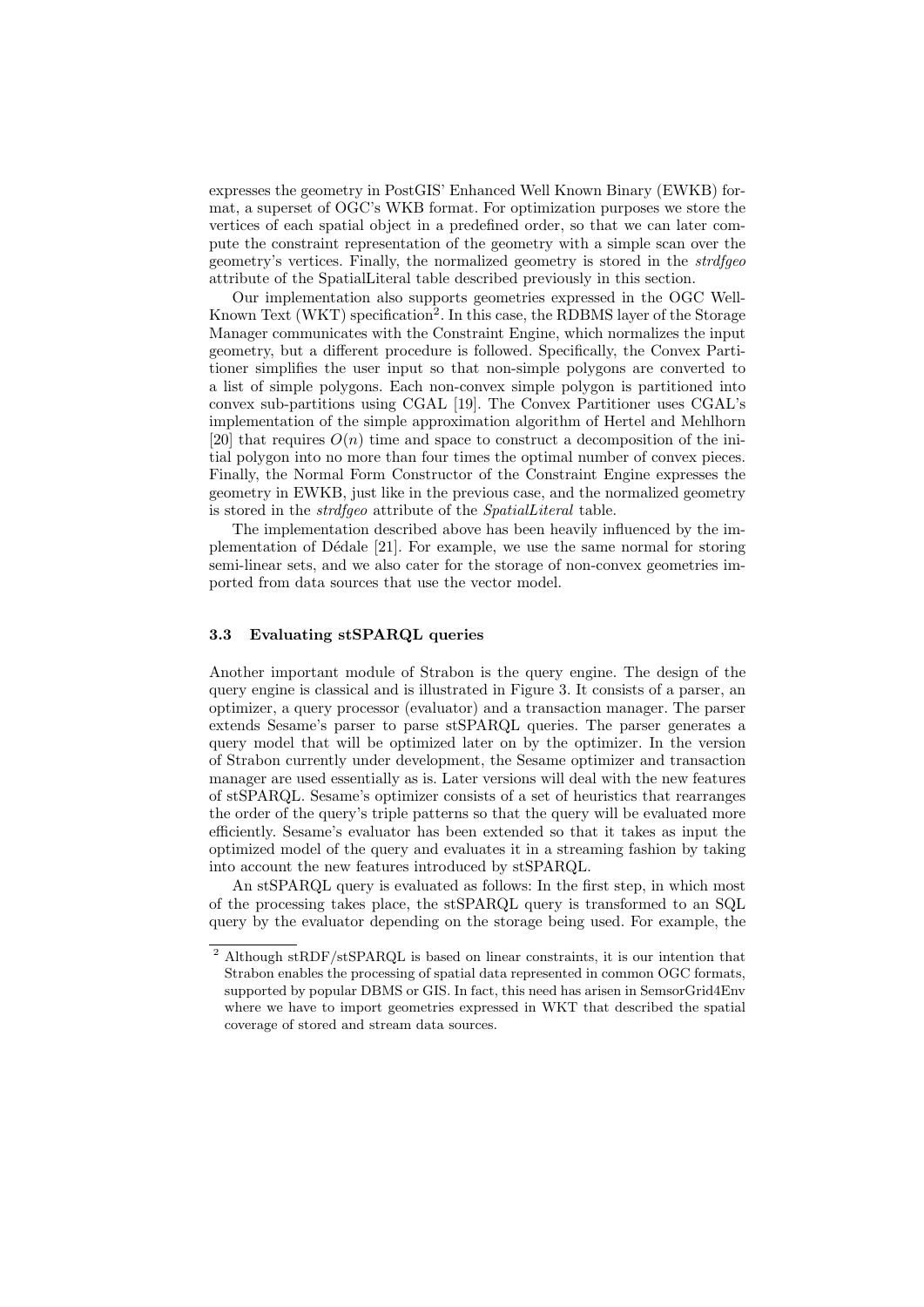expresses the geometry in PostGIS' Enhanced Well Known Binary (EWKB) format, a superset of OGC's WKB format. For optimization purposes we store the vertices of each spatial object in a predefined order, so that we can later compute the constraint representation of the geometry with a simple scan over the geometry's vertices. Finally, the normalized geometry is stored in the *strdfgeo* attribute of the SpatialLiteral table described previously in this section.

Our implementation also supports geometries expressed in the OGC Well-Known Text (WKT) specification[2]. In this case, the RDBMS layer of the Storage Manager communicates with the Constraint Engine, which normalizes the input geometry, but a different procedure is followed. Specifically, the Convex Partitioner simplifies the user input so that non-simple polygons are converted to a list of simple polygons. Each non-convex simple polygon is partitioned into convex sub-partitions using CGAL [19]. The Convex Partitioner uses CGAL's implementation of the simple approximation algorithm of Hertel and Mehlhorn [20] that requires $O(n)$ time and space to construct a decomposition of the initial polygon into no more than four times the optimal number of convex pieces. Finally, the Normal Form Constructor of the Constraint Engine expresses the geometry in EWKB, just like in the previous case, and the normalized geometry is stored in the *strdfgeo* attribute of the *SpatialLiteral* table.

The implementation described above has been heavily influenced by the implementation of Dédale [21]. For example, we use the same normal for storing semi-linear sets, and we also cater for the storage of non-convex geometries imported from data sources that use the vector model.

### 3.3 Evaluating stSPARQL queries

Another important module of Strabon is the query engine. The design of the query engine is classical and is illustrated in Figure 3. It consists of a parser, an optimizer, a query processor (evaluator) and a transaction manager. The parser extends Sesame's parser to parse stSPARQL queries. The parser generates a query model that will be optimized later on by the optimizer. In the version of Strabon currently under development, the Sesame optimizer and transaction manager are used essentially as is. Later versions will deal with the new features of stSPARQL. Sesame's optimizer consists of a set of heuristics that rearranges the order of the query's triple patterns so that the query will be evaluated more efficiently. Sesame's evaluator has been extended so that it takes as input the optimized model of the query and evaluates it in a streaming fashion by taking into account the new features introduced by stSPARQL.

An stSPARQL query is evaluated as follows: In the first step, in which most of the processing takes place, the stSPARQL query is transformed to an SQL query by the evaluator depending on the storage being used. For example, the

[2] Although stRDF/stSPARQL is based on linear constraints, it is our intention that Strabon enables the processing of spatial data represented in common OGC formats, supported by popular DBMS or GIS. In fact, this need has arisen in SemsorGrid4Env where we have to import geometries expressed in WKT that described the spatial coverage of stored and stream data sources.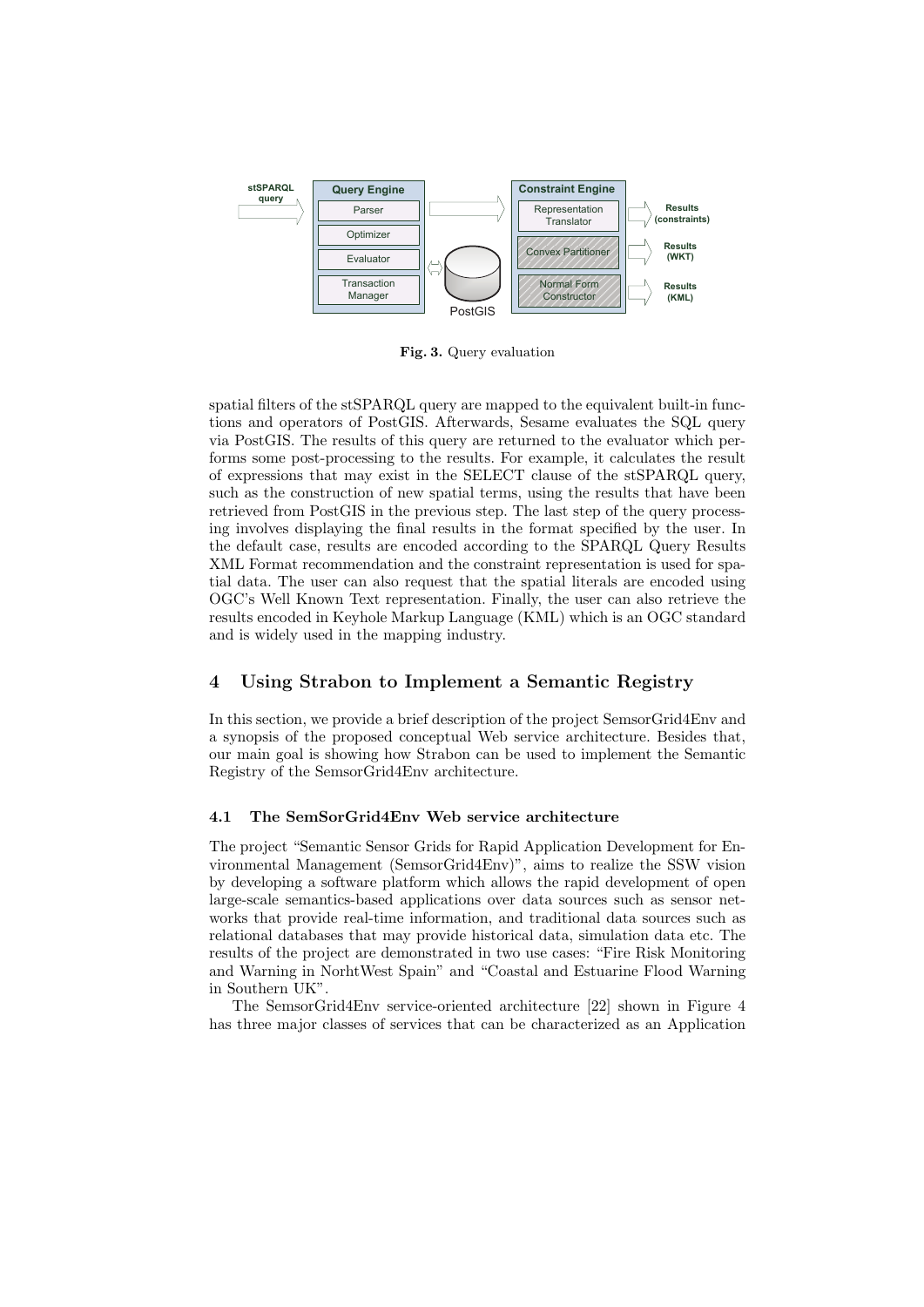**Fig. 3.** Query evaluation

spatial filters of the stSPARQL query are mapped to the equivalent built-in functions and operators of PostGIS. Afterwards, Sesame evaluates the SQL query via PostGIS. The results of this query are returned to the evaluator which performs some post-processing to the results. For example, it calculates the result of expressions that may exist in the SELECT clause of the stSPARQL query, such as the construction of new spatial terms, using the results that have been retrieved from PostGIS in the previous step. The last step of the query processing involves displaying the final results in the format specified by the user. In the default case, results are encoded according to the SPARQL Query Results XML Format recommendation and the constraint representation is used for spatial data. The user can also request that the spatial literals are encoded using OGC's Well Known Text representation. Finally, the user can also retrieve the results encoded in Keyhole Markup Language (KML) which is an OGC standard and is widely used in the mapping industry.

## 4 Using Strabon to Implement a Semantic Registry

In this section, we provide a brief description of the project SemsorGrid4Env and a synopsis of the proposed conceptual Web service architecture. Besides that, our main goal is showing how Strabon can be used to implement the Semantic Registry of the SemsorGrid4Env architecture.

### 4.1 The SemSorGrid4Env Web service architecture

The project "Semantic Sensor Grids for Rapid Application Development for Environmental Management (SemsorGrid4Env)", aims to realize the SSW vision by developing a software platform which allows the rapid development of open large-scale semantics-based applications over data sources such as sensor networks that provide real-time information, and traditional data sources such as relational databases that may provide historical data, simulation data etc. The results of the project are demonstrated in two use cases: "Fire Risk Monitoring and Warning in NorhtWest Spain" and "Coastal and Estuarine Flood Warning in Southern UK".

The SemsorGrid4Env service-oriented architecture [22] shown in Figure 4 has three major classes of services that can be characterized as an Application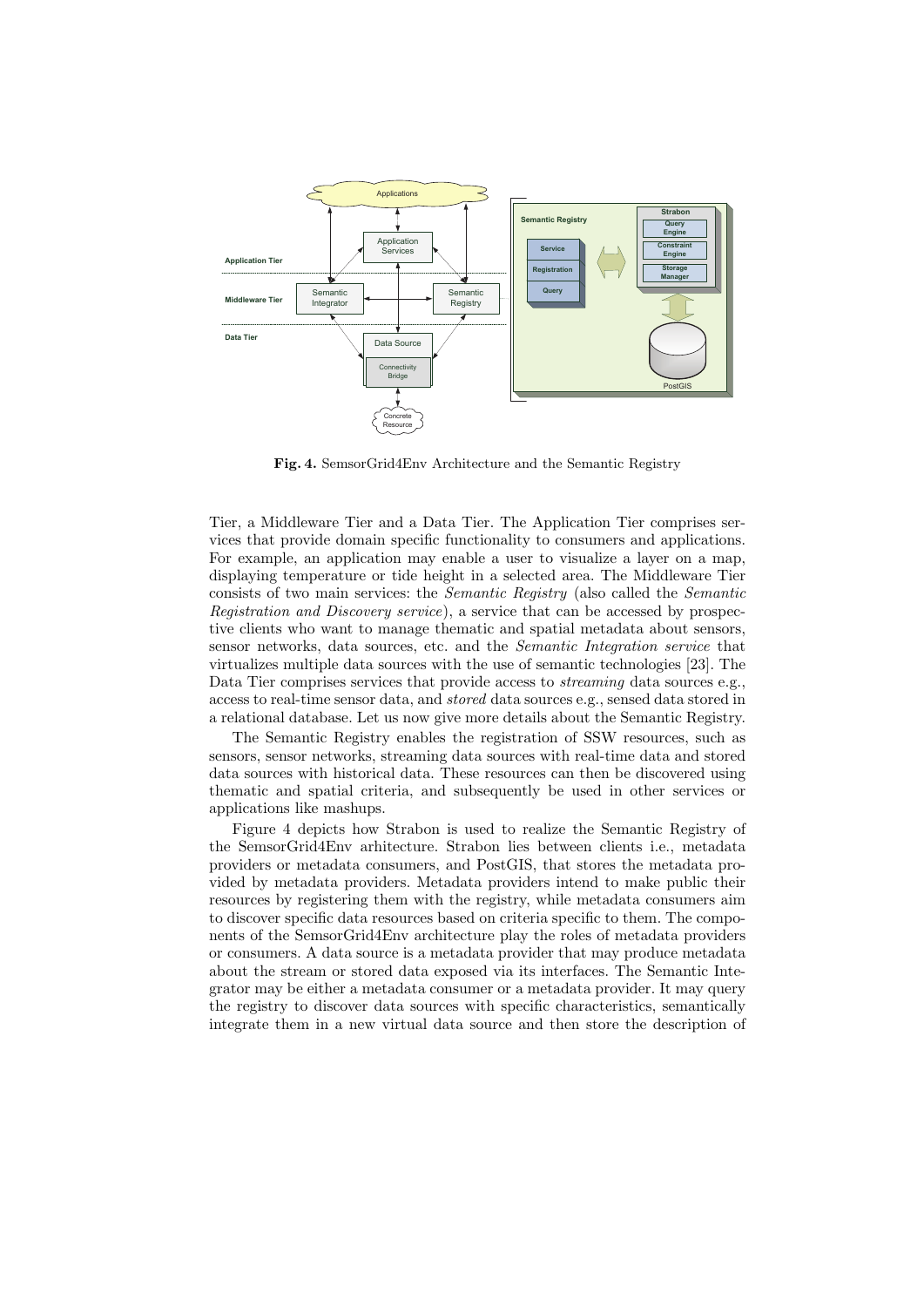**Fig. 4.** SemsorGrid4Env Architecture and the Semantic Registry

Tier, a Middleware Tier and a Data Tier. The Application Tier comprises services that provide domain specific functionality to consumers and applications. For example, an application may enable a user to visualize a layer on a map, displaying temperature or tide height in a selected area. The Middleware Tier consists of two main services: the *Semantic Registry* (also called the *Semantic Registration and Discovery service*), a service that can be accessed by prospective clients who want to manage thematic and spatial metadata about sensors, sensor networks, data sources, etc. and the *Semantic Integration service* that virtualizes multiple data sources with the use of semantic technologies [23]. The Data Tier comprises services that provide access to *streaming* data sources e.g., access to real-time sensor data, and *stored* data sources e.g., sensed data stored in a relational database. Let us now give more details about the Semantic Registry.

The Semantic Registry enables the registration of SSW resources, such as sensors, sensor networks, streaming data sources with real-time data and stored data sources with historical data. These resources can then be discovered using thematic and spatial criteria, and subsequently be used in other services or applications like mashups.

Figure 4 depicts how Strabon is used to realize the Semantic Registry of the SemsorGrid4Env arhitecture. Strabon lies between clients i.e., metadata providers or metadata consumers, and PostGIS, that stores the metadata provided by metadata providers. Metadata providers intend to make public their resources by registering them with the registry, while metadata consumers aim to discover specific data resources based on criteria specific to them. The components of the SemsorGrid4Env architecture play the roles of metadata providers or consumers. A data source is a metadata provider that may produce metadata about the stream or stored data exposed via its interfaces. The Semantic Integrator may be either a metadata consumer or a metadata provider. It may query the registry to discover data sources with specific characteristics, semantically integrate them in a new virtual data source and then store the description of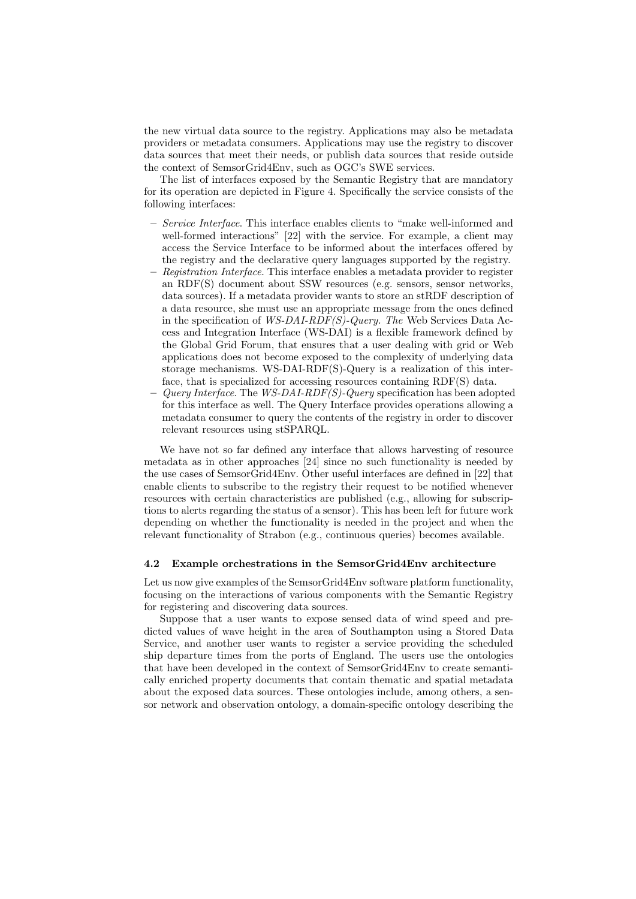the new virtual data source to the registry. Applications may also be metadata providers or metadata consumers. Applications may use the registry to discover data sources that meet their needs, or publish data sources that reside outside the context of SemsorGrid4Env, such as OGC's SWE services.

The list of interfaces exposed by the Semantic Registry that are mandatory for its operation are depicted in Figure 4. Specifically the service consists of the following interfaces:

- *Service Interface.* This interface enables clients to "make well-informed and well-formed interactions" [22] with the service. For example, a client may access the Service Interface to be informed about the interfaces offered by the registry and the declarative query languages supported by the registry.
- *Registration Interface.* This interface enables a metadata provider to register an RDF(S) document about SSW resources (e.g. sensors, sensor networks, data sources). If a metadata provider wants to store an stRDF description of a data resource, she must use an appropriate message from the ones defined in the specification of *WS-DAI-RDF(S)-Query. The* Web Services Data Access and Integration Interface (WS-DAI) is a flexible framework defined by the Global Grid Forum, that ensures that a user dealing with grid or Web applications does not become exposed to the complexity of underlying data storage mechanisms. WS-DAI-RDF(S)-Query is a realization of this interface, that is specialized for accessing resources containing RDF(S) data.
- *Query Interface.* The *WS-DAI-RDF(S)-Query* specification has been adopted for this interface as well. The Query Interface provides operations allowing a metadata consumer to query the contents of the registry in order to discover relevant resources using stSPARQL.

We have not so far defined any interface that allows harvesting of resource metadata as in other approaches [24] since no such functionality is needed by the use cases of SemsorGrid4Env. Other useful interfaces are defined in [22] that enable clients to subscribe to the registry their request to be notified whenever resources with certain characteristics are published (e.g., allowing for subscriptions to alerts regarding the status of a sensor). This has been left for future work depending on whether the functionality is needed in the project and when the relevant functionality of Strabon (e.g., continuous queries) becomes available.

### 4.2 Example orchestrations in the SemsorGrid4Env architecture

Let us now give examples of the SemsorGrid4Env software platform functionality, focusing on the interactions of various components with the Semantic Registry for registering and discovering data sources.

Suppose that a user wants to expose sensed data of wind speed and predicted values of wave height in the area of Southampton using a Stored Data Service, and another user wants to register a service providing the scheduled ship departure times from the ports of England. The users use the ontologies that have been developed in the context of SemsorGrid4Env to create semantically enriched property documents that contain thematic and spatial metadata about the exposed data sources. These ontologies include, among others, a sensor network and observation ontology, a domain-specific ontology describing the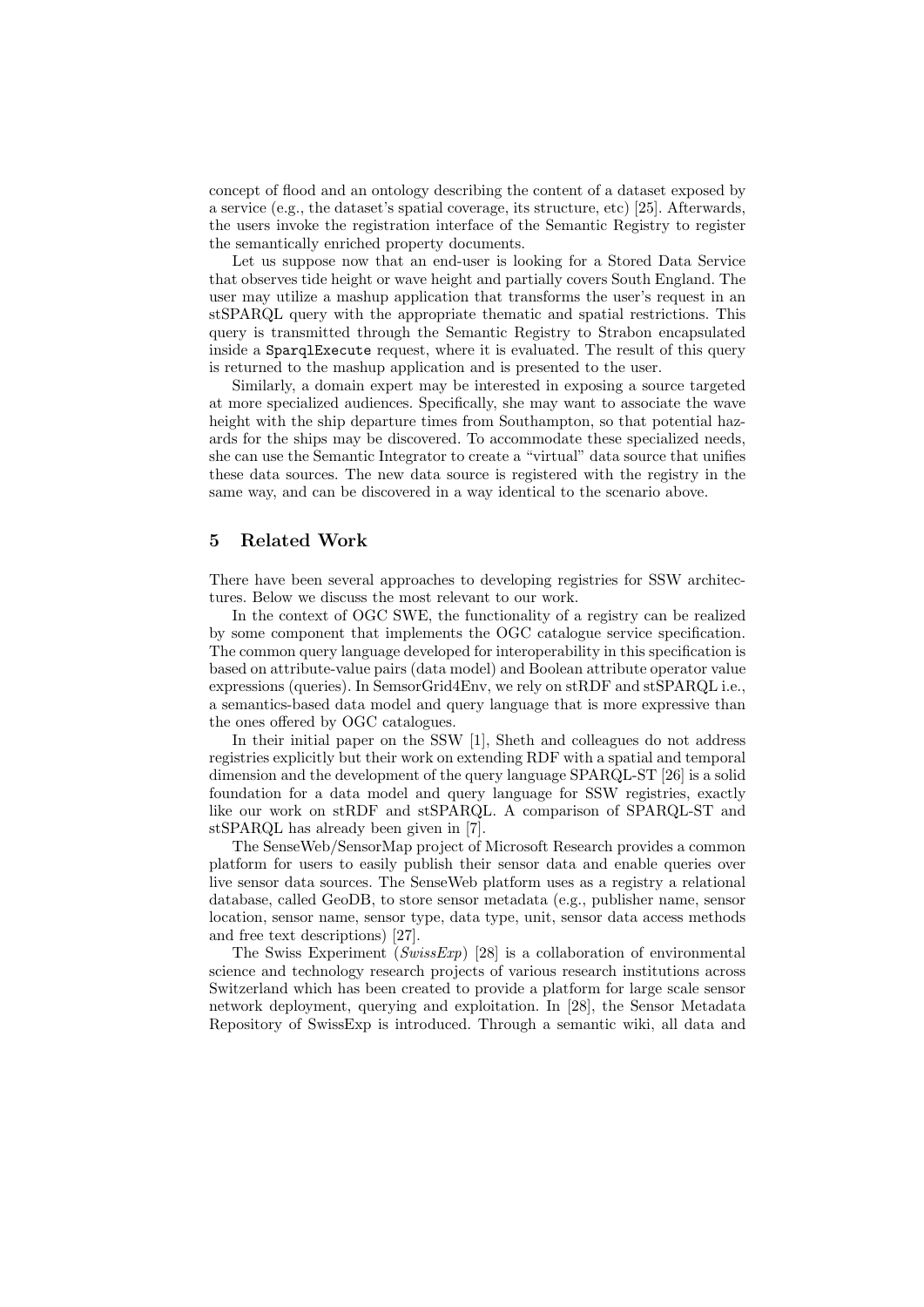concept of flood and an ontology describing the content of a dataset exposed by a service (e.g., the dataset's spatial coverage, its structure, etc) [25]. Afterwards, the users invoke the registration interface of the Semantic Registry to register the semantically enriched property documents.

Let us suppose now that an end-user is looking for a Stored Data Service that observes tide height or wave height and partially covers South England. The user may utilize a mashup application that transforms the user's request in an stSPARQL query with the appropriate thematic and spatial restrictions. This query is transmitted through the Semantic Registry to Strabon encapsulated inside a `SparqlExecute` request, where it is evaluated. The result of this query is returned to the mashup application and is presented to the user.

Similarly, a domain expert may be interested in exposing a source targeted at more specialized audiences. Specifically, she may want to associate the wave height with the ship departure times from Southampton, so that potential hazards for the ships may be discovered. To accommodate these specialized needs, she can use the Semantic Integrator to create a "virtual" data source that unifies these data sources. The new data source is registered with the registry in the same way, and can be discovered in a way identical to the scenario above.

## 5 Related Work

There have been several approaches to developing registries for SSW architectures. Below we discuss the most relevant to our work.

In the context of OGC SWE, the functionality of a registry can be realized by some component that implements the OGC catalogue service specification. The common query language developed for interoperability in this specification is based on attribute-value pairs (data model) and Boolean attribute operator value expressions (queries). In SemsorGrid4Env, we rely on stRDF and stSPARQL i.e., a semantics-based data model and query language that is more expressive than the ones offered by OGC catalogues.

In their initial paper on the SSW [1], Sheth and colleagues do not address registries explicitly but their work on extending RDF with a spatial and temporal dimension and the development of the query language SPARQL-ST [26] is a solid foundation for a data model and query language for SSW registries, exactly like our work on stRDF and stSPARQL. A comparison of SPARQL-ST and stSPARQL has already been given in [7].

The SenseWeb/SensorMap project of Microsoft Research provides a common platform for users to easily publish their sensor data and enable queries over live sensor data sources. The SenseWeb platform uses as a registry a relational database, called GeoDB, to store sensor metadata (e.g., publisher name, sensor location, sensor name, sensor type, data type, unit, sensor data access methods and free text descriptions) [27].

The Swiss Experiment (*SwissExp*) [28] is a collaboration of environmental science and technology research projects of various research institutions across Switzerland which has been created to provide a platform for large scale sensor network deployment, querying and exploitation. In [28], the Sensor Metadata Repository of SwissExp is introduced. Through a semantic wiki, all data and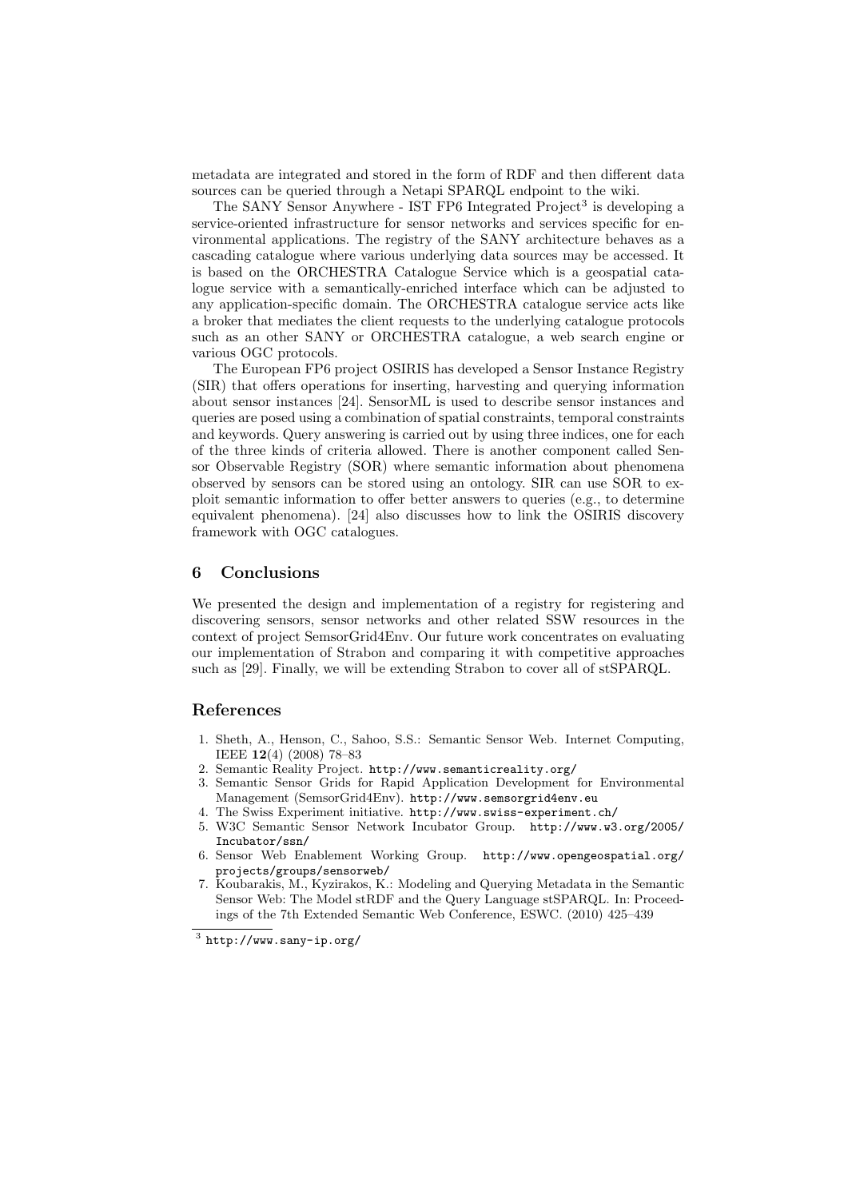metadata are integrated and stored in the form of RDF and then different data sources can be queried through a Netapi SPARQL endpoint to the wiki.

The SANY Sensor Anywhere - IST FP6 Integrated Project[3] is developing a service-oriented infrastructure for sensor networks and services specific for environmental applications. The registry of the SANY architecture behaves as a cascading catalogue where various underlying data sources may be accessed. It is based on the ORCHESTRA Catalogue Service which is a geospatial catalogue service with a semantically-enriched interface which can be adjusted to any application-specific domain. The ORCHESTRA catalogue service acts like a broker that mediates the client requests to the underlying catalogue protocols such as an other SANY or ORCHESTRA catalogue, a web search engine or various OGC protocols.

The European FP6 project OSIRIS has developed a Sensor Instance Registry (SIR) that offers operations for inserting, harvesting and querying information about sensor instances [24]. SensorML is used to describe sensor instances and queries are posed using a combination of spatial constraints, temporal constraints and keywords. Query answering is carried out by using three indices, one for each of the three kinds of criteria allowed. There is another component called Sensor Observable Registry (SOR) where semantic information about phenomena observed by sensors can be stored using an ontology. SIR can use SOR to exploit semantic information to offer better answers to queries (e.g., to determine equivalent phenomena). [24] also discusses how to link the OSIRIS discovery framework with OGC catalogues.

## 6 Conclusions

We presented the design and implementation of a registry for registering and discovering sensors, sensor networks and other related SSW resources in the context of project SemsorGrid4Env. Our future work concentrates on evaluating our implementation of Strabon and comparing it with competitive approaches such as [29]. Finally, we will be extending Strabon to cover all of stSPARQL.

## References

1. Sheth, A., Henson, C., Sahoo, S.S.: Semantic Sensor Web. Internet Computing, IEEE **12**(4) (2008) 78–83
2. Semantic Reality Project. `http://www.semanticreality.org/`
3. Semantic Sensor Grids for Rapid Application Development for Environmental Management (SemsorGrid4Env). `http://www.semsorgrid4env.eu`
4. The Swiss Experiment initiative. `http://www.swiss-experiment.ch/`
5. W3C Semantic Sensor Network Incubator Group. `http://www.w3.org/2005/Incubator/ssn/`
6. Sensor Web Enablement Working Group. `http://www.opengeospatial.org/projects/groups/sensorweb/`
7. Koubarakis, M., Kyzirakos, K.: Modeling and Querying Metadata in the Semantic Sensor Web: The Model stRDF and the Query Language stSPARQL. In: Proceedings of the 7th Extended Semantic Web Conference, ESWC. (2010) 425–439

[3] `http://www.sany-ip.org/`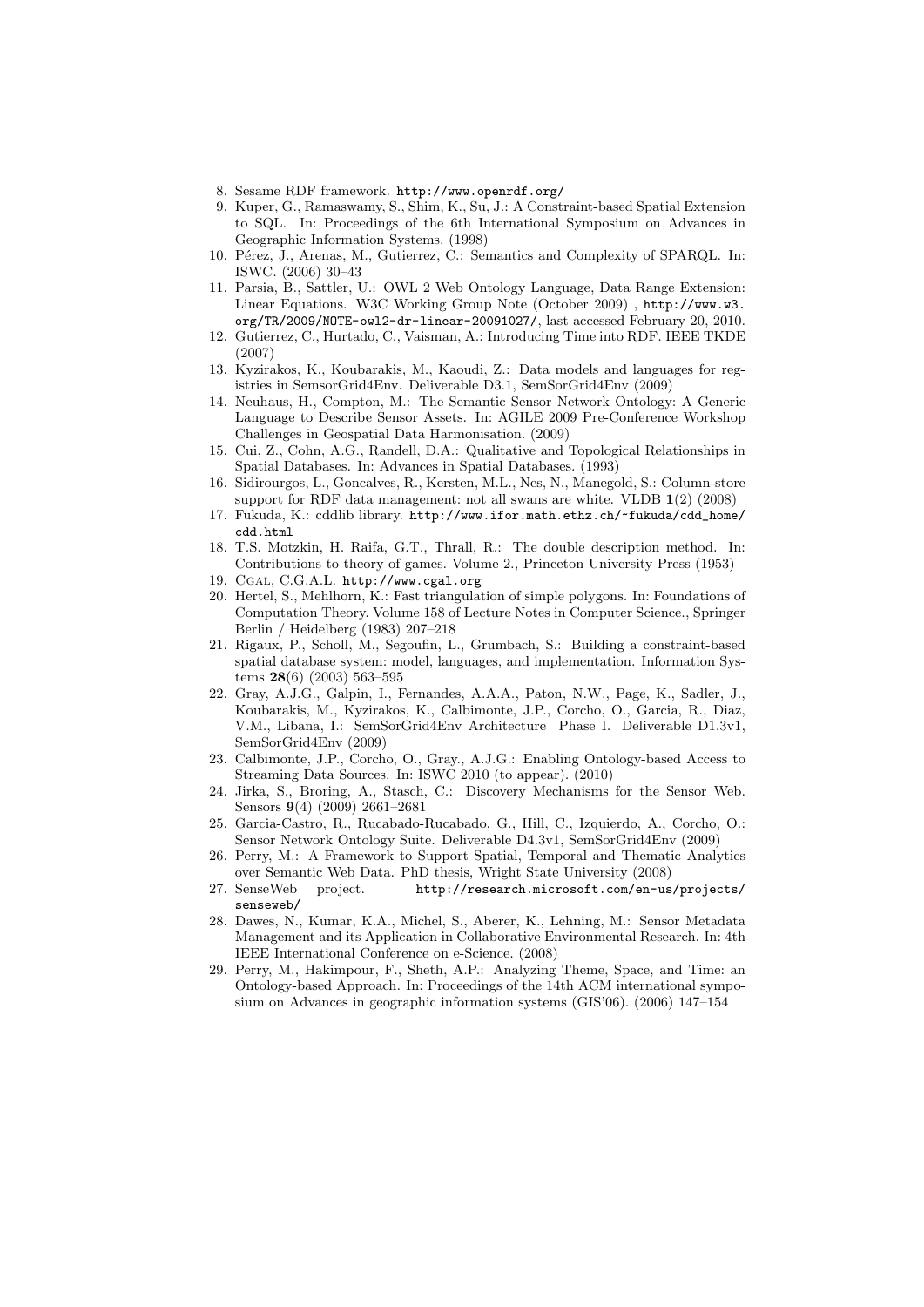8. Sesame RDF framework. http://www.openrdf.org/
9. Kuper, G., Ramaswamy, S., Shim, K., Su, J.: A Constraint-based Spatial Extension to SQL. In: Proceedings of the 6th International Symposium on Advances in Geographic Information Systems. (1998)
10. Pérez, J., Arenas, M., Gutierrez, C.: Semantics and Complexity of SPARQL. In: ISWC. (2006) 30–43
11. Parsia, B., Sattler, U.: OWL 2 Web Ontology Language, Data Range Extension: Linear Equations. W3C Working Group Note (October 2009) , http://www.w3.org/TR/2009/NOTE-owl2-dr-linear-20091027/, last accessed February 20, 2010.
12. Gutierrez, C., Hurtado, C., Vaisman, A.: Introducing Time into RDF. IEEE TKDE (2007)
13. Kyzirakos, K., Koubarakis, M., Kaoudi, Z.: Data models and languages for registries in SemsorGrid4Env. Deliverable D3.1, SemSorGrid4Env (2009)
14. Neuhaus, H., Compton, M.: The Semantic Sensor Network Ontology: A Generic Language to Describe Sensor Assets. In: AGILE 2009 Pre-Conference Workshop Challenges in Geospatial Data Harmonisation. (2009)
15. Cui, Z., Cohn, A.G., Randell, D.A.: Qualitative and Topological Relationships in Spatial Databases. In: Advances in Spatial Databases. (1993)
16. Sidirourgos, L., Goncalves, R., Kersten, M.L., Nes, N., Manegold, S.: Column-store support for RDF data management: not all swans are white. VLDB **1**(2) (2008)
17. Fukuda, K.: cddlib library. http://www.ifor.math.ethz.ch/~fukuda/cdd_home/cdd.html
18. T.S. Motzkin, H. Raifa, G.T., Thrall, R.: The double description method. In: Contributions to theory of games. Volume 2., Princeton University Press (1953)
19. Cgal, C.G.A.L. http://www.cgal.org
20. Hertel, S., Mehlhorn, K.: Fast triangulation of simple polygons. In: Foundations of Computation Theory. Volume 158 of Lecture Notes in Computer Science., Springer Berlin / Heidelberg (1983) 207–218
21. Rigaux, P., Scholl, M., Segoufin, L., Grumbach, S.: Building a constraint-based spatial database system: model, languages, and implementation. Information Systems **28**(6) (2003) 563–595
22. Gray, A.J.G., Galpin, I., Fernandes, A.A.A., Paton, N.W., Page, K., Sadler, J., Koubarakis, M., Kyzirakos, K., Calbimonte, J.P., Corcho, O., Garcia, R., Diaz, V.M., Libana, I.: SemSorGrid4Env Architecture Phase I. Deliverable D1.3v1, SemSorGrid4Env (2009)
23. Calbimonte, J.P., Corcho, O., Gray., A.J.G.: Enabling Ontology-based Access to Streaming Data Sources. In: ISWC 2010 (to appear). (2010)
24. Jirka, S., Broring, A., Stasch, C.: Discovery Mechanisms for the Sensor Web. Sensors **9**(4) (2009) 2661–2681
25. Garcia-Castro, R., Rucabado-Rucabado, G., Hill, C., Izquierdo, A., Corcho, O.: Sensor Network Ontology Suite. Deliverable D4.3v1, SemSorGrid4Env (2009)
26. Perry, M.: A Framework to Support Spatial, Temporal and Thematic Analytics over Semantic Web Data. PhD thesis, Wright State University (2008)
27. SenseWeb project. http://research.microsoft.com/en-us/projects/senseweb/
28. Dawes, N., Kumar, K.A., Michel, S., Aberer, K., Lehning, M.: Sensor Metadata Management and its Application in Collaborative Environmental Research. In: 4th IEEE International Conference on e-Science. (2008)
29. Perry, M., Hakimpour, F., Sheth, A.P.: Analyzing Theme, Space, and Time: an Ontology-based Approach. In: Proceedings of the 14th ACM international symposium on Advances in geographic information systems (GIS'06). (2006) 147–154